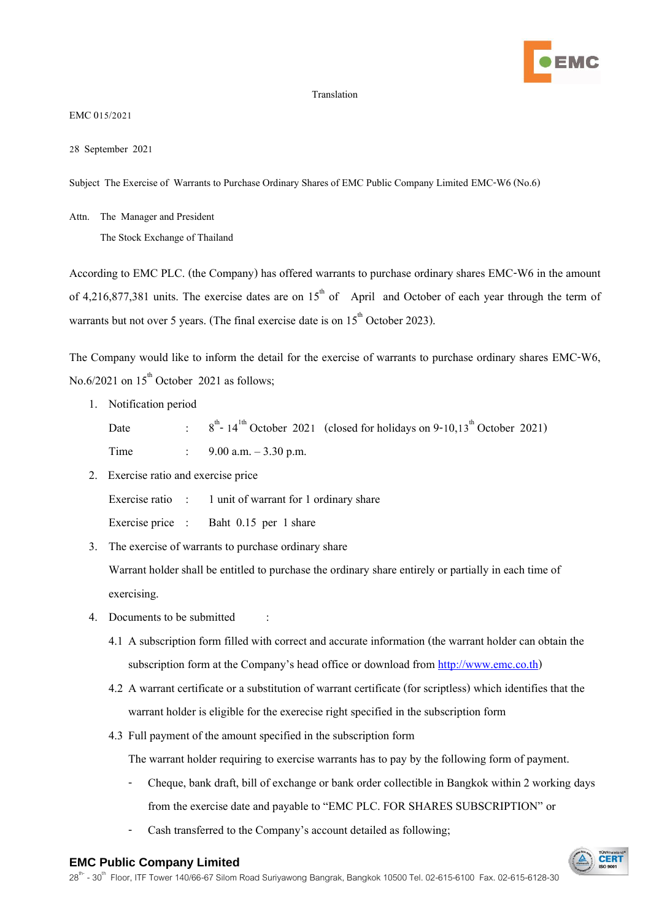Translation

EMC 015/2021

28 September 2021

Subject The Exercise of Warrants to Purchase Ordinary Shares of EMC Public Company Limited EMC-W6 (No.6)

Attn. The Manager and President

The Stock Exchange of Thailand

According to EMC PLC. (the Company) has offered warrants to purchase ordinary shares EMC-W6 in the amount of 4,216,877,381 units. The exercise dates are on 15th of April and October of each year through the term of warrants but not over 5 years. (The final exercise date is on 15th October 2023).

The Company would like to inform the detail for the exercise of warrants to purchase ordinary shares EMC-W6, No.6/2021 on 15th October 2021 as follows;

1. Notification period

   Date : 8th- 141th October 2021 (closed for holidays on 9-10,13th October 2021)

   Time : 9.00 a.m. – 3.30 p.m.

2. Exercise ratio and exercise price

   Exercise ratio : 1 unit of warrant for 1 ordinary share

   Exercise price : Baht 0.15 per 1 share

3. The exercise of warrants to purchase ordinary share

   Warrant holder shall be entitled to purchase the ordinary share entirely or partially in each time of exercising.

4. Documents to be submitted :

   4.1 A subscription form filled with correct and accurate information (the warrant holder can obtain the subscription form at the Company's head office or download from http://www.emc.co.th)

   4.2 A warrant certificate or a substitution of warrant certificate (for scriptless) which identifies that the warrant holder is eligible for the exerecise right specified in the subscription form

   4.3 Full payment of the amount specified in the subscription form

   The warrant holder requiring to exercise warrants has to pay by the following form of payment.

   - Cheque, bank draft, bill of exchange or bank order collectible in Bangkok within 2 working days from the exercise date and payable to "EMC PLC. FOR SHARES SUBSCRIPTION" or
   - Cash transferred to the Company's account detailed as following;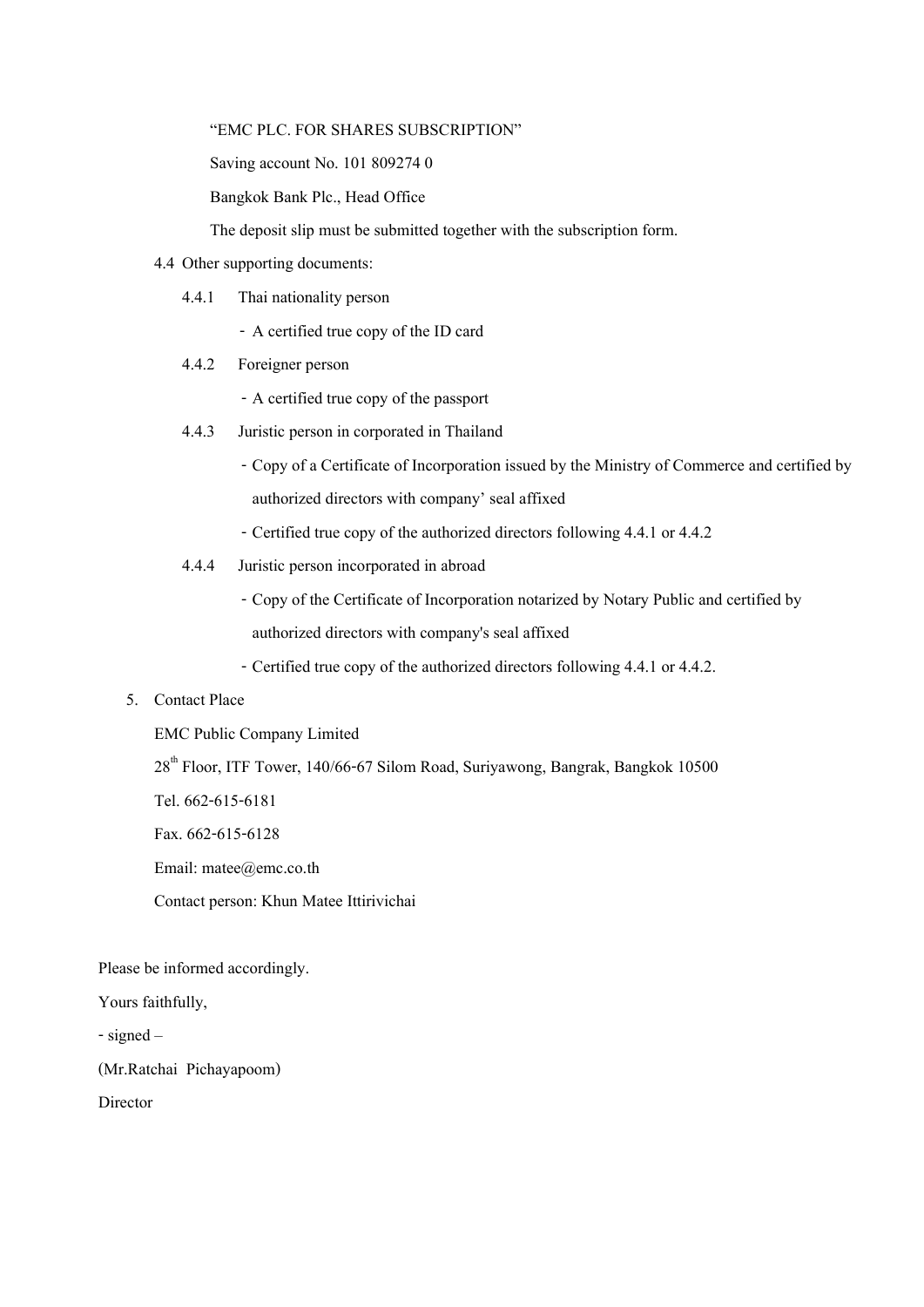"EMC PLC. FOR SHARES SUBSCRIPTION"

Saving account No. 101 809274 0

Bangkok Bank Plc., Head Office

The deposit slip must be submitted together with the subscription form.

4.4 Other supporting documents:

4.4.1 Thai nationality person

- A certified true copy of the ID card

4.4.2 Foreigner person

- A certified true copy of the passport

4.4.3 Juristic person in corporated in Thailand

- Copy of a Certificate of Incorporation issued by the Ministry of Commerce and certified by authorized directors with company' seal affixed
- Certified true copy of the authorized directors following 4.4.1 or 4.4.2

4.4.4 Juristic person incorporated in abroad

- Copy of the Certificate of Incorporation notarized by Notary Public and certified by authorized directors with company's seal affixed
- Certified true copy of the authorized directors following 4.4.1 or 4.4.2.

5. Contact Place

EMC Public Company Limited

28th Floor, ITF Tower, 140/66-67 Silom Road, Suriyawong, Bangrak, Bangkok 10500

Tel. 662-615-6181

Fax. 662-615-6128

Email: matee@emc.co.th

Contact person: Khun Matee Ittirivichai

Please be informed accordingly.

Yours faithfully,

- signed –

(Mr.Ratchai Pichayapoom)

Director